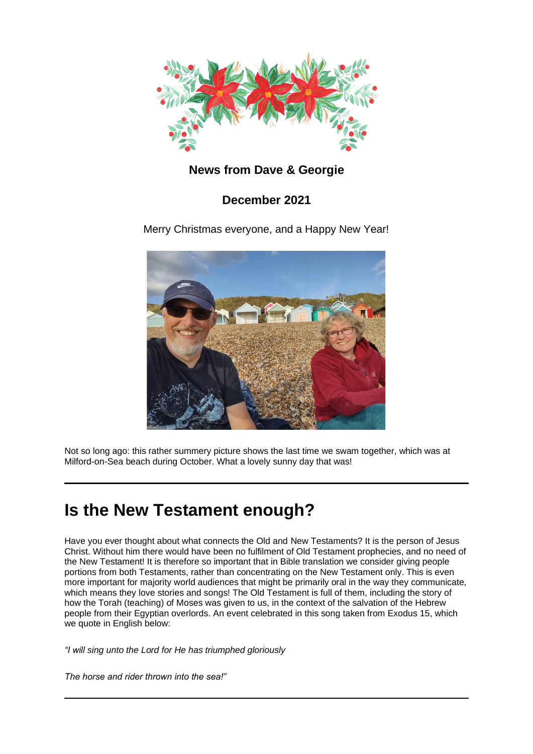**News from Dave & Georgie**

**December 2021**

Merry Christmas everyone, and a Happy New Year!

Not so long ago: this rather summery picture shows the last time we swam together, which was at Milford-on-Sea beach during October. What a lovely sunny day that was!

---

# Is the New Testament enough?

Have you ever thought about what connects the Old and New Testaments? It is the person of Jesus Christ. Without him there would have been no fulfilment of Old Testament prophecies, and no need of the New Testament! It is therefore so important that in Bible translation we consider giving people portions from both Testaments, rather than concentrating on the New Testament only. This is even more important for majority world audiences that might be primarily oral in the way they communicate, which means they love stories and songs! The Old Testament is full of them, including the story of how the Torah (teaching) of Moses was given to us, in the context of the salvation of the Hebrew people from their Egyptian overlords. An event celebrated in this song taken from Exodus 15, which we quote in English below:

*"I will sing unto the Lord for He has triumphed gloriously*

*The horse and rider thrown into the sea!"*

---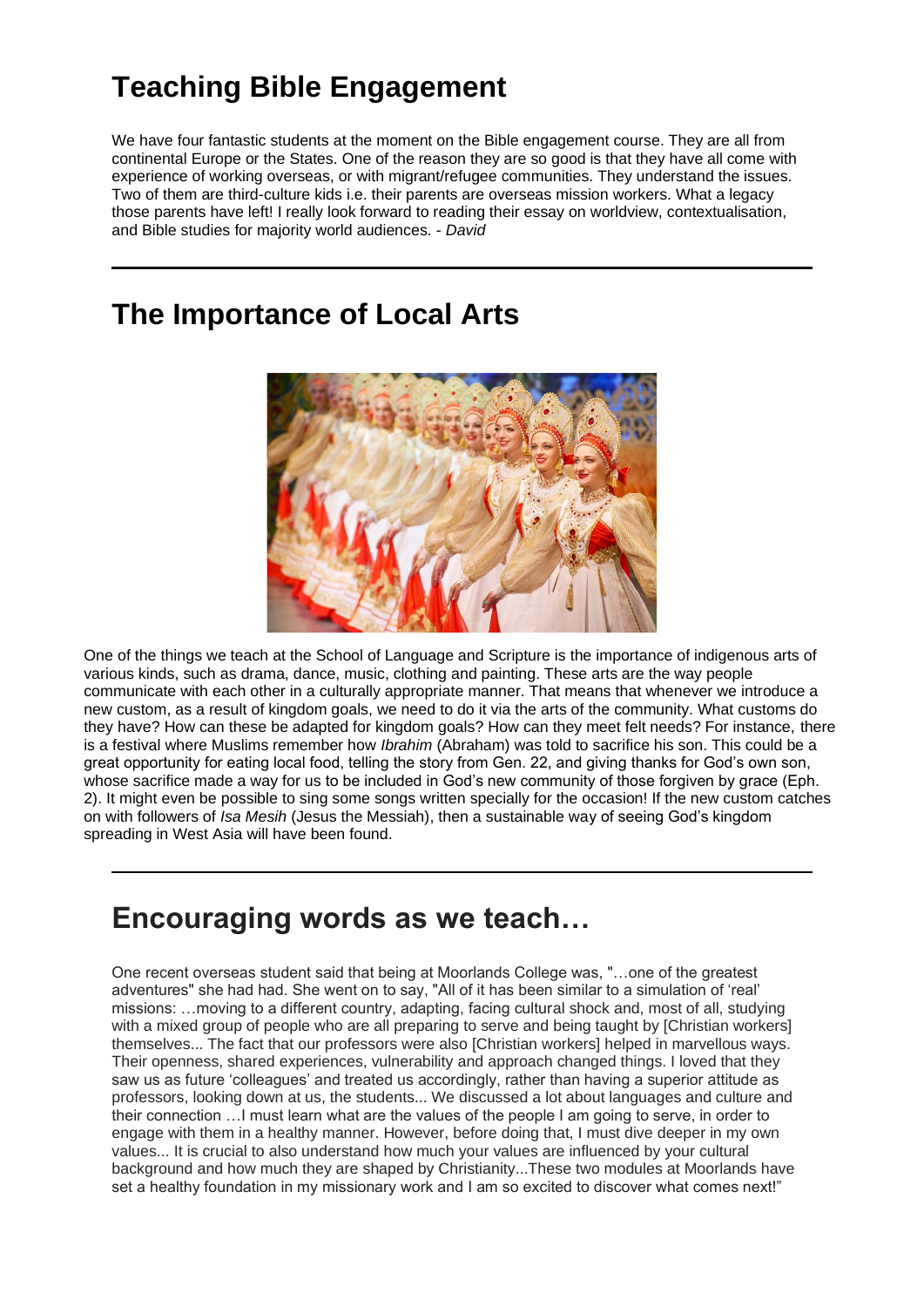## Teaching Bible Engagement

We have four fantastic students at the moment on the Bible engagement course. They are all from continental Europe or the States. One of the reason they are so good is that they have all come with experience of working overseas, or with migrant/refugee communities. They understand the issues. Two of them are third-culture kids i.e. their parents are overseas mission workers. What a legacy those parents have left! I really look forward to reading their essay on worldview, contextualisation, and Bible studies for majority world audiences. - *David*

---

## The Importance of Local Arts

One of the things we teach at the School of Language and Scripture is the importance of indigenous arts of various kinds, such as drama, dance, music, clothing and painting. These arts are the way people communicate with each other in a culturally appropriate manner. That means that whenever we introduce a new custom, as a result of kingdom goals, we need to do it via the arts of the community. What customs do they have? How can these be adapted for kingdom goals? How can they meet felt needs? For instance, there is a festival where Muslims remember how *Ibrahim* (Abraham) was told to sacrifice his son. This could be a great opportunity for eating local food, telling the story from Gen. 22, and giving thanks for God's own son, whose sacrifice made a way for us to be included in God's new community of those forgiven by grace (Eph. 2). It might even be possible to sing some songs written specially for the occasion! If the new custom catches on with followers of *Isa Mesih* (Jesus the Messiah), then a sustainable way of seeing God's kingdom spreading in West Asia will have been found.

---

## Encouraging words as we teach…

One recent overseas student said that being at Moorlands College was, "…one of the greatest adventures" she had had. She went on to say, "All of it has been similar to a simulation of 'real' missions: …moving to a different country, adapting, facing cultural shock and, most of all, studying with a mixed group of people who are all preparing to serve and being taught by [Christian workers] themselves... The fact that our professors were also [Christian workers] helped in marvellous ways. Their openness, shared experiences, vulnerability and approach changed things. I loved that they saw us as future 'colleagues' and treated us accordingly, rather than having a superior attitude as professors, looking down at us, the students... We discussed a lot about languages and culture and their connection …I must learn what are the values of the people I am going to serve, in order to engage with them in a healthy manner. However, before doing that, I must dive deeper in my own values... It is crucial to also understand how much your values are influenced by your cultural background and how much they are shaped by Christianity...These two modules at Moorlands have set a healthy foundation in my missionary work and I am so excited to discover what comes next!"